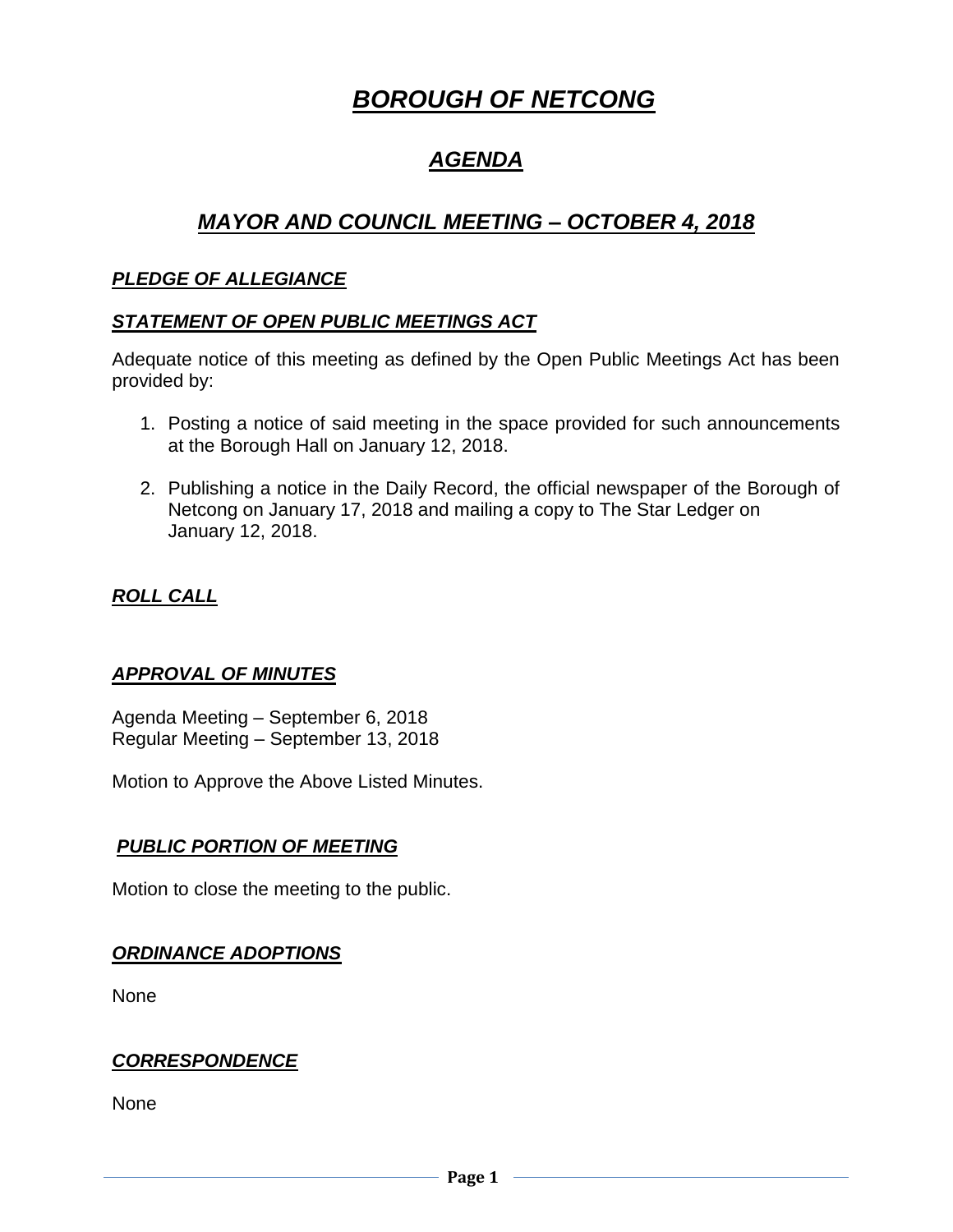# ***BOROUGH OF NETCONG***

## ***AGENDA***

## ***MAYOR AND COUNCIL MEETING – OCTOBER 4, 2018***

### ***PLEDGE OF ALLEGIANCE***

### ***STATEMENT OF OPEN PUBLIC MEETINGS ACT***

Adequate notice of this meeting as defined by the Open Public Meetings Act has been provided by:

1. Posting a notice of said meeting in the space provided for such announcements at the Borough Hall on January 12, 2018.

2. Publishing a notice in the Daily Record, the official newspaper of the Borough of Netcong on January 17, 2018 and mailing a copy to The Star Ledger on January 12, 2018.

### ***ROLL CALL***

### ***APPROVAL OF MINUTES***

Agenda Meeting – September 6, 2018
Regular Meeting – September 13, 2018

Motion to Approve the Above Listed Minutes.

### ***PUBLIC PORTION OF MEETING***

Motion to close the meeting to the public.

### ***ORDINANCE ADOPTIONS***

None

### ***CORRESPONDENCE***

None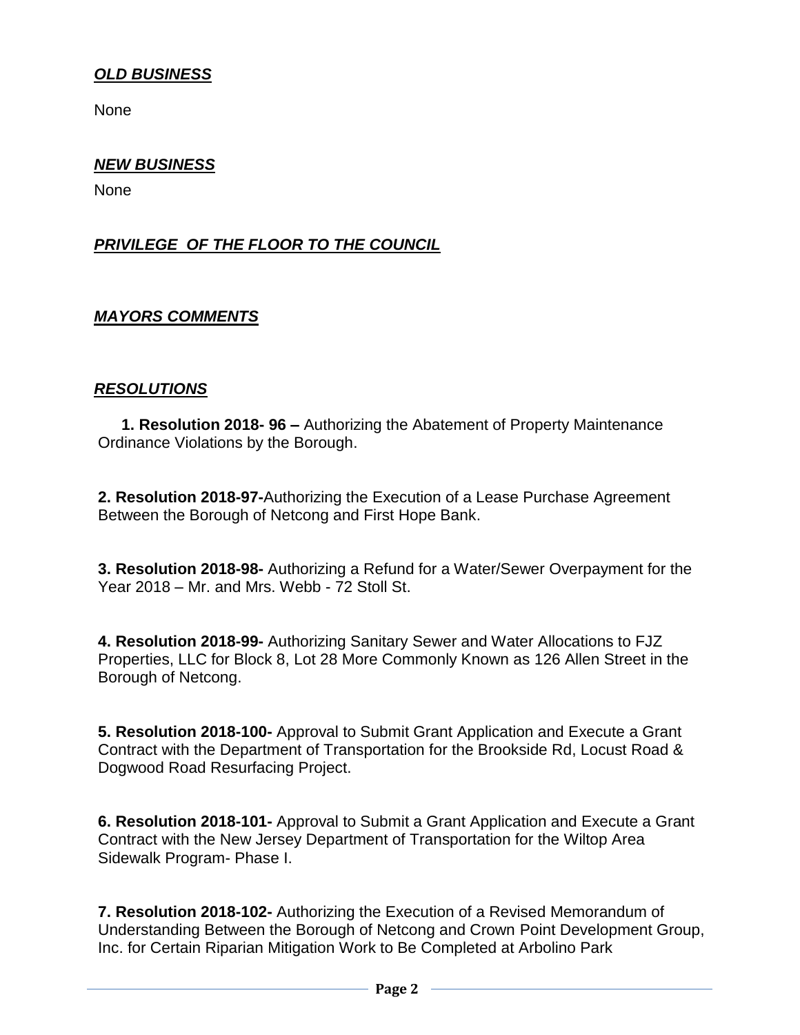***OLD BUSINESS***

None

***NEW BUSINESS***

None

***PRIVILEGE OF THE FLOOR TO THE COUNCIL***

***MAYORS COMMENTS***

***RESOLUTIONS***

**1. Resolution 2018- 96 –** Authorizing the Abatement of Property Maintenance Ordinance Violations by the Borough.

**2. Resolution 2018-97-**Authorizing the Execution of a Lease Purchase Agreement Between the Borough of Netcong and First Hope Bank.

**3. Resolution 2018-98-** Authorizing a Refund for a Water/Sewer Overpayment for the Year 2018 – Mr. and Mrs. Webb - 72 Stoll St.

**4. Resolution 2018-99-** Authorizing Sanitary Sewer and Water Allocations to FJZ Properties, LLC for Block 8, Lot 28 More Commonly Known as 126 Allen Street in the Borough of Netcong.

**5. Resolution 2018-100-** Approval to Submit Grant Application and Execute a Grant Contract with the Department of Transportation for the Brookside Rd, Locust Road & Dogwood Road Resurfacing Project.

**6. Resolution 2018-101-** Approval to Submit a Grant Application and Execute a Grant Contract with the New Jersey Department of Transportation for the Wiltop Area Sidewalk Program- Phase I.

**7. Resolution 2018-102-** Authorizing the Execution of a Revised Memorandum of Understanding Between the Borough of Netcong and Crown Point Development Group, Inc. for Certain Riparian Mitigation Work to Be Completed at Arbolino Park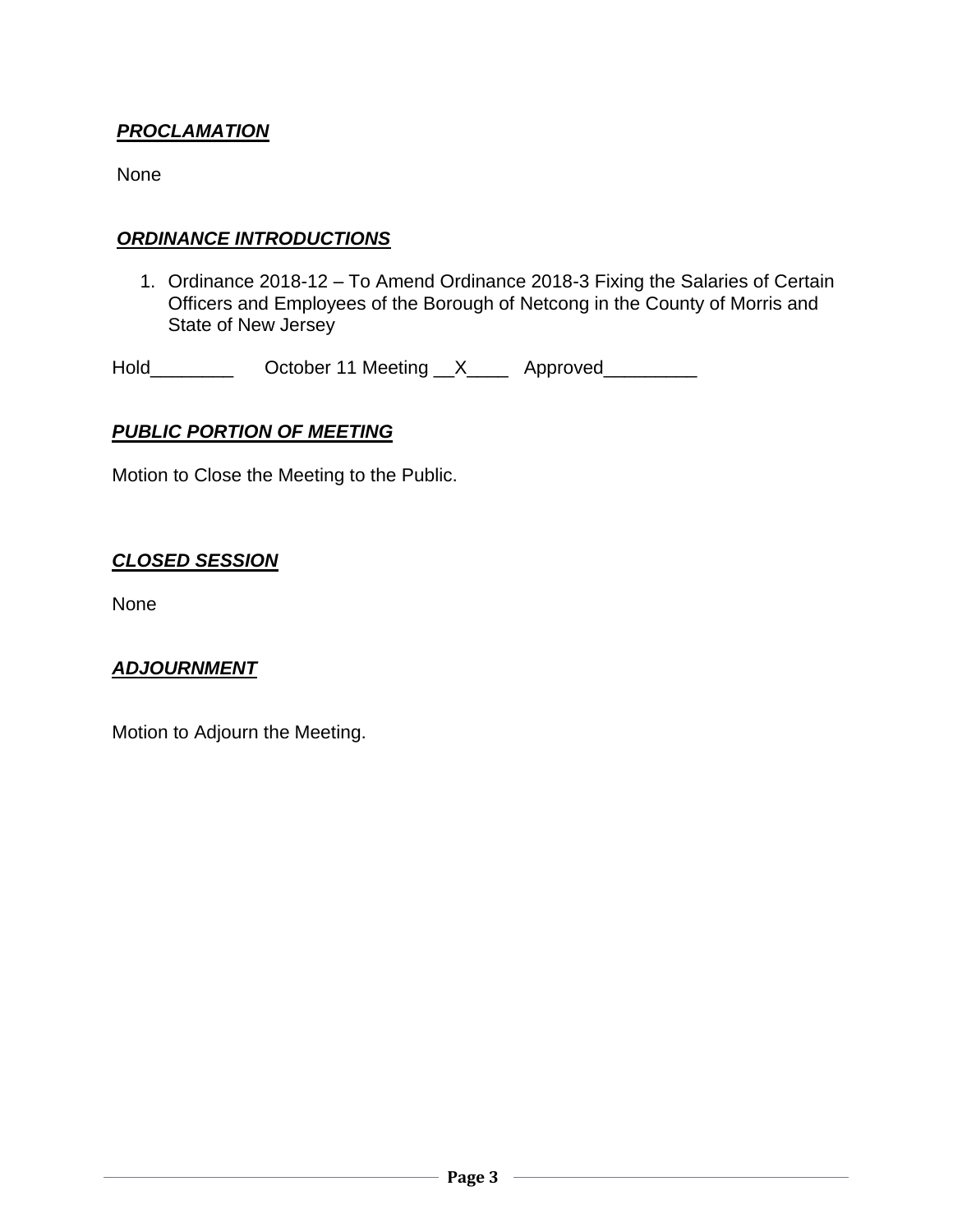***PROCLAMATION***

None

***ORDINANCE INTRODUCTIONS***

1. Ordinance 2018-12 – To Amend Ordinance 2018-3 Fixing the Salaries of Certain Officers and Employees of the Borough of Netcong in the County of Morris and State of New Jersey

Hold________ October 11 Meeting __X____ Approved_________

***PUBLIC PORTION OF MEETING***

Motion to Close the Meeting to the Public.

***CLOSED SESSION***

None

***ADJOURNMENT***

Motion to Adjourn the Meeting.